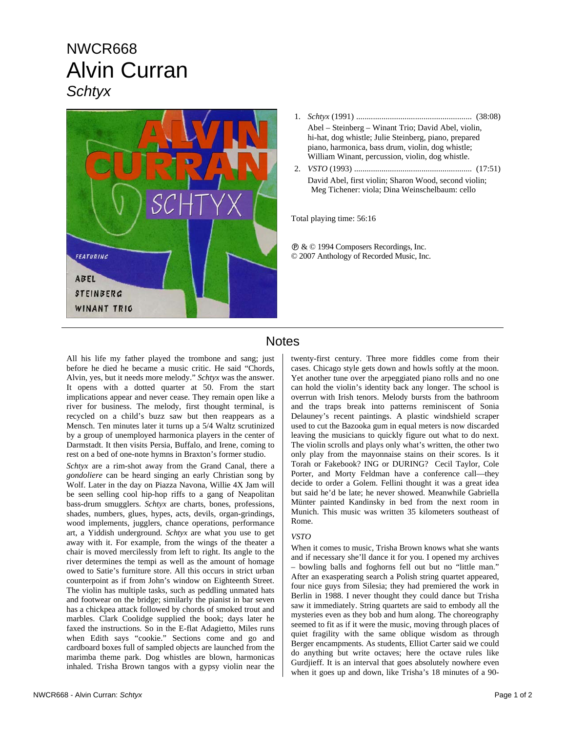NWCR668

# Alvin Curran

## *Schtyx*

1. *Schtyx* (1991) ........................................................ (38:08)
   Abel – Steinberg – Winant Trio; David Abel, violin, hi-hat, dog whistle; Julie Steinberg, piano, prepared piano, harmonica, bass drum, violin, dog whistle; William Winant, percussion, violin, dog whistle.
2. *VSTO* (1993) ........................................................ (17:51)
   David Abel, first violin; Sharon Wood, second violin; Meg Tichener: viola; Dina Weinschelbaum: cello

Total playing time: 56:16

℗ & © 1994 Composers Recordings, Inc.
© 2007 Anthology of Recorded Music, Inc.

## Notes

All his life my father played the trombone and sang; just before he died he became a music critic. He said "Chords, Alvin, yes, but it needs more melody." *Schtyx* was the answer. It opens with a dotted quarter at 50. From the start implications appear and never cease. They remain open like a river for business. The melody, first thought terminal, is recycled on a child's buzz saw but then reappears as a Mensch. Ten minutes later it turns up a 5/4 Waltz scrutinized by a group of unemployed harmonica players in the center of Darmstadt. It then visits Persia, Buffalo, and Irene, coming to rest on a bed of one-note hymns in Braxton's former studio.

*Schtyx* are a rim-shot away from the Grand Canal, there a *gondoliere* can be heard singing an early Christian song by Wolf. Later in the day on Piazza Navona, Willie 4X Jam will be seen selling cool hip-hop riffs to a gang of Neapolitan bass-drum smugglers. *Schtyx* are charts, bones, professions, shades, numbers, glues, hypes, acts, devils, organ-grindings, wood implements, jugglers, chance operations, performance art, a Yiddish underground. *Schtyx* are what you use to get away with it. For example, from the wings of the theater a chair is moved mercilessly from left to right. Its angle to the river determines the tempi as well as the amount of homage owed to Satie's furniture store. All this occurs in strict urban counterpoint as if from John's window on Eighteenth Street. The violin has multiple tasks, such as peddling unmated hats and footwear on the bridge; similarly the pianist in bar seven has a chickpea attack followed by chords of smoked trout and marbles. Clark Coolidge supplied the book; days later he faxed the instructions. So in the E-flat Adagietto, Miles runs when Edith says "cookie." Sections come and go and cardboard boxes full of sampled objects are launched from the marimba theme park. Dog whistles are blown, harmonicas inhaled. Trisha Brown tangos with a gypsy violin near the twenty-first century. Three more fiddles come from their cases. Chicago style gets down and howls softly at the moon. Yet another tune over the arpeggiated piano rolls and no one can hold the violin's identity back any longer. The school is overrun with Irish tenors. Melody bursts from the bathroom and the traps break into patterns reminiscent of Sonia Delauney's recent paintings. A plastic windshield scraper used to cut the Bazooka gum in equal meters is now discarded leaving the musicians to quickly figure out what to do next. The violin scrolls and plays only what's written, the other two only play from the mayonnaise stains on their scores. Is it Torah or Fakebook? ING or DURING? Cecil Taylor, Cole Porter, and Morty Feldman have a conference call—they decide to order a Golem. Fellini thought it was a great idea but said he'd be late; he never showed. Meanwhile Gabriella Münter painted Kandinsky in bed from the next room in Munich. This music was written 35 kilometers southeast of Rome.

### *VSTO*

When it comes to music, Trisha Brown knows what she wants and if necessary she'll dance it for you. I opened my archives – bowling balls and foghorns fell out but no "little man." After an exasperating search a Polish string quartet appeared, four nice guys from Silesia; they had premiered the work in Berlin in 1988. I never thought they could dance but Trisha saw it immediately. String quartets are said to embody all the mysteries even as they bob and hum along. The choreography seemed to fit as if it were the music, moving through places of quiet fragility with the same oblique wisdom as through Berger encampments. As students, Elliot Carter said we could do anything but write octaves; here the octave rules like Gurdjieff. It is an interval that goes absolutely nowhere even when it goes up and down, like Trisha's 18 minutes of a 90-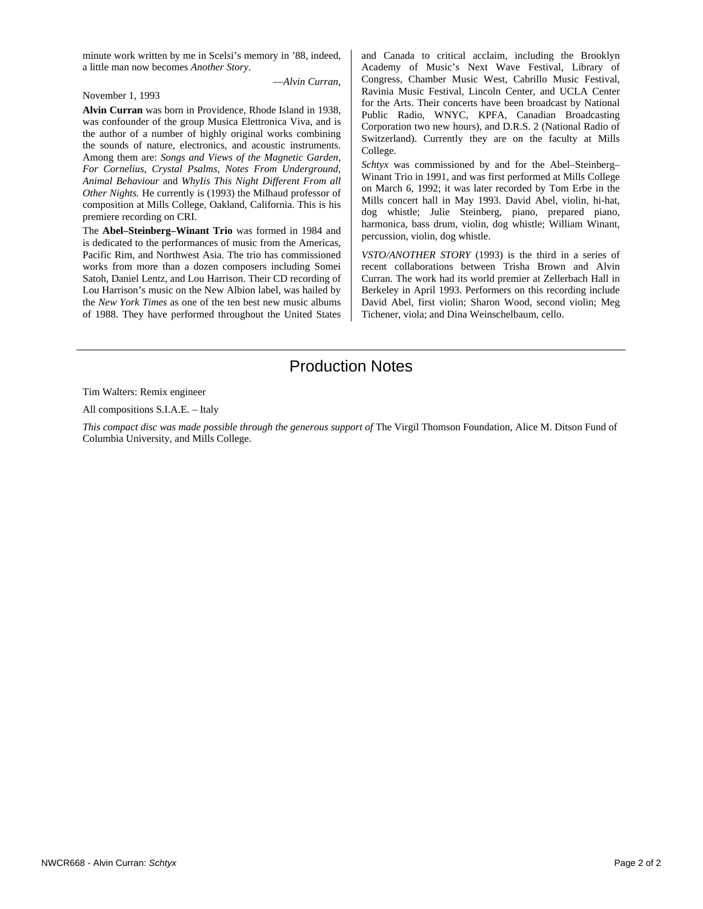minute work written by me in Scelsi's memory in '88, indeed, a little man now becomes *Another Story*.

—*Alvin Curran*,

November 1, 1993

**Alvin Curran** was born in Providence, Rhode Island in 1938, was confounder of the group Musica Elettronica Viva, and is the author of a number of highly original works combining the sounds of nature, electronics, and acoustic instruments. Among them are: *Songs and Views of the Magnetic Garden, For Cornelius, Crystal Psalms, Notes From Underground, Animal Behaviour* and *WhyIis This Night Different From all Other Nights.* He currently is (1993) the Milhaud professor of composition at Mills College, Oakland, California. This is his premiere recording on CRI.

The **Abel–Steinberg–Winant Trio** was formed in 1984 and is dedicated to the performances of music from the Americas, Pacific Rim, and Northwest Asia. The trio has commissioned works from more than a dozen composers including Somei Satoh, Daniel Lentz, and Lou Harrison. Their CD recording of Lou Harrison's music on the New Albion label, was hailed by the *New York Times* as one of the ten best new music albums of 1988. They have performed throughout the United States and Canada to critical acclaim, including the Brooklyn Academy of Music's Next Wave Festival, Library of Congress, Chamber Music West, Cabrillo Music Festival, Ravinia Music Festival, Lincoln Center, and UCLA Center for the Arts. Their concerts have been broadcast by National Public Radio, WNYC, KPFA, Canadian Broadcasting Corporation two new hours), and D.R.S. 2 (National Radio of Switzerland). Currently they are on the faculty at Mills College.

*Schtyx* was commissioned by and for the Abel–Steinberg–Winant Trio in 1991, and was first performed at Mills College on March 6, 1992; it was later recorded by Tom Erbe in the Mills concert hall in May 1993. David Abel, violin, hi-hat, dog whistle; Julie Steinberg, piano, prepared piano, harmonica, bass drum, violin, dog whistle; William Winant, percussion, violin, dog whistle.

*VSTO/ANOTHER STORY* (1993) is the third in a series of recent collaborations between Trisha Brown and Alvin Curran. The work had its world premier at Zellerbach Hall in Berkeley in April 1993. Performers on this recording include David Abel, first violin; Sharon Wood, second violin; Meg Tichener, viola; and Dina Weinschelbaum, cello.

## Production Notes

Tim Walters: Remix engineer

All compositions S.I.A.E. – Italy

*This compact disc was made possible through the generous support of* The Virgil Thomson Foundation, Alice M. Ditson Fund of Columbia University, and Mills College.